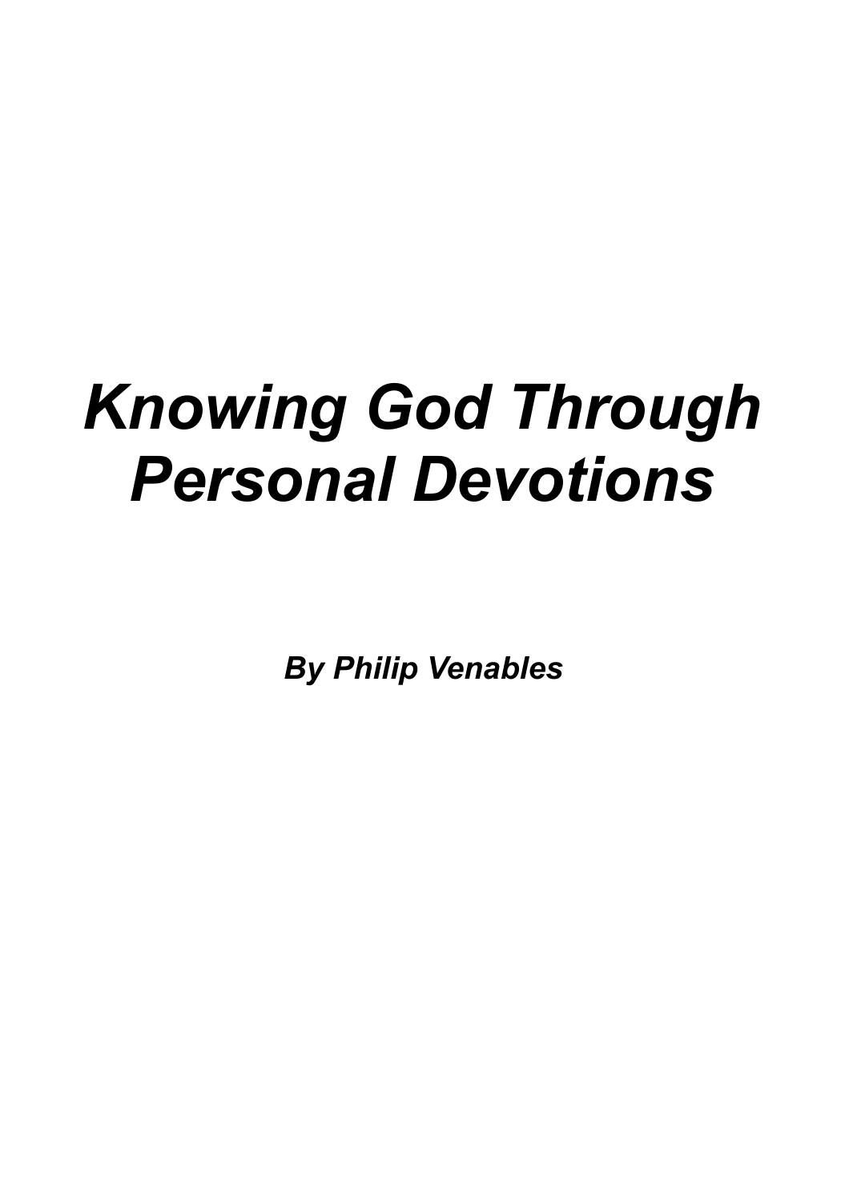# *Knowing God Through Personal Devotions*

***By Philip Venables***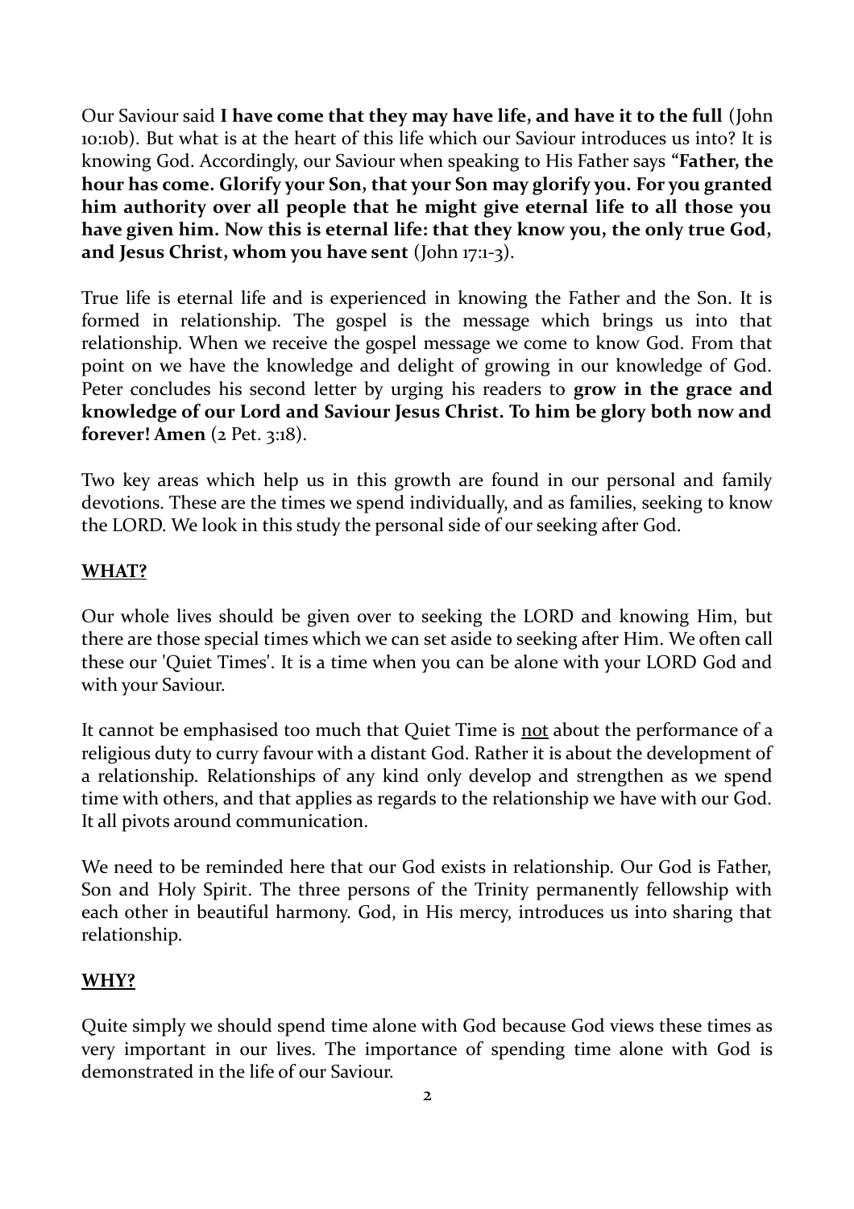Our Saviour said **I have come that they may have life, and have it to the full** (John 10:10b). But what is at the heart of this life which our Saviour introduces us into? It is knowing God. Accordingly, our Saviour when speaking to His Father says "**Father, the hour has come. Glorify your Son, that your Son may glorify you. For you granted him authority over all people that he might give eternal life to all those you have given him. Now this is eternal life: that they know you, the only true God, and Jesus Christ, whom you have sent** (John 17:1-3).

True life is eternal life and is experienced in knowing the Father and the Son. It is formed in relationship. The gospel is the message which brings us into that relationship. When we receive the gospel message we come to know God. From that point on we have the knowledge and delight of growing in our knowledge of God. Peter concludes his second letter by urging his readers to **grow in the grace and knowledge of our Lord and Saviour Jesus Christ. To him be glory both now and forever! Amen** (2 Pet. 3:18).

Two key areas which help us in this growth are found in our personal and family devotions. These are the times we spend individually, and as families, seeking to know the LORD. We look in this study the personal side of our seeking after God.

## WHAT?

Our whole lives should be given over to seeking the LORD and knowing Him, but there are those special times which we can set aside to seeking after Him. We often call these our 'Quiet Times'. It is a time when you can be alone with your LORD God and with your Saviour.

It cannot be emphasised too much that Quiet Time is not about the performance of a religious duty to curry favour with a distant God. Rather it is about the development of a relationship. Relationships of any kind only develop and strengthen as we spend time with others, and that applies as regards to the relationship we have with our God. It all pivots around communication.

We need to be reminded here that our God exists in relationship. Our God is Father, Son and Holy Spirit. The three persons of the Trinity permanently fellowship with each other in beautiful harmony. God, in His mercy, introduces us into sharing that relationship.

## WHY?

Quite simply we should spend time alone with God because God views these times as very important in our lives. The importance of spending time alone with God is demonstrated in the life of our Saviour.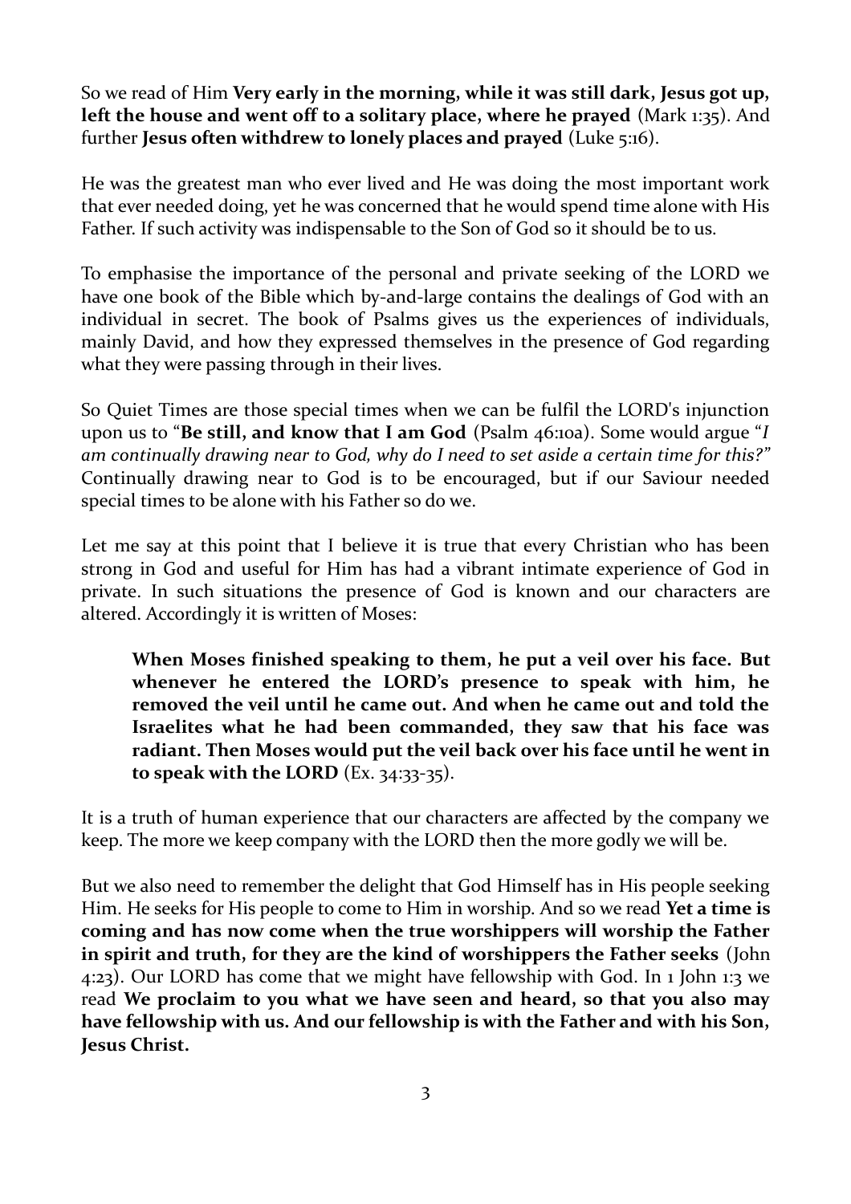So we read of Him **Very early in the morning, while it was still dark, Jesus got up, left the house and went off to a solitary place, where he prayed** (Mark 1:35). And further **Jesus often withdrew to lonely places and prayed** (Luke 5:16).

He was the greatest man who ever lived and He was doing the most important work that ever needed doing, yet he was concerned that he would spend time alone with His Father. If such activity was indispensable to the Son of God so it should be to us.

To emphasise the importance of the personal and private seeking of the LORD we have one book of the Bible which by-and-large contains the dealings of God with an individual in secret. The book of Psalms gives us the experiences of individuals, mainly David, and how they expressed themselves in the presence of God regarding what they were passing through in their lives.

So Quiet Times are those special times when we can be fulfil the LORD's injunction upon us to "**Be still, and know that I am God** (Psalm 46:10a). Some would argue "*I am continually drawing near to God, why do I need to set aside a certain time for this?*" Continually drawing near to God is to be encouraged, but if our Saviour needed special times to be alone with his Father so do we.

Let me say at this point that I believe it is true that every Christian who has been strong in God and useful for Him has had a vibrant intimate experience of God in private. In such situations the presence of God is known and our characters are altered. Accordingly it is written of Moses:

> **When Moses finished speaking to them, he put a veil over his face. But whenever he entered the LORD's presence to speak with him, he removed the veil until he came out. And when he came out and told the Israelites what he had been commanded, they saw that his face was radiant. Then Moses would put the veil back over his face until he went in to speak with the LORD** (Ex. 34:33-35).

It is a truth of human experience that our characters are affected by the company we keep. The more we keep company with the LORD then the more godly we will be.

But we also need to remember the delight that God Himself has in His people seeking Him. He seeks for His people to come to Him in worship. And so we read **Yet a time is coming and has now come when the true worshippers will worship the Father in spirit and truth, for they are the kind of worshippers the Father seeks** (John 4:23). Our LORD has come that we might have fellowship with God. In 1 John 1:3 we read **We proclaim to you what we have seen and heard, so that you also may have fellowship with us. And our fellowship is with the Father and with his Son, Jesus Christ.**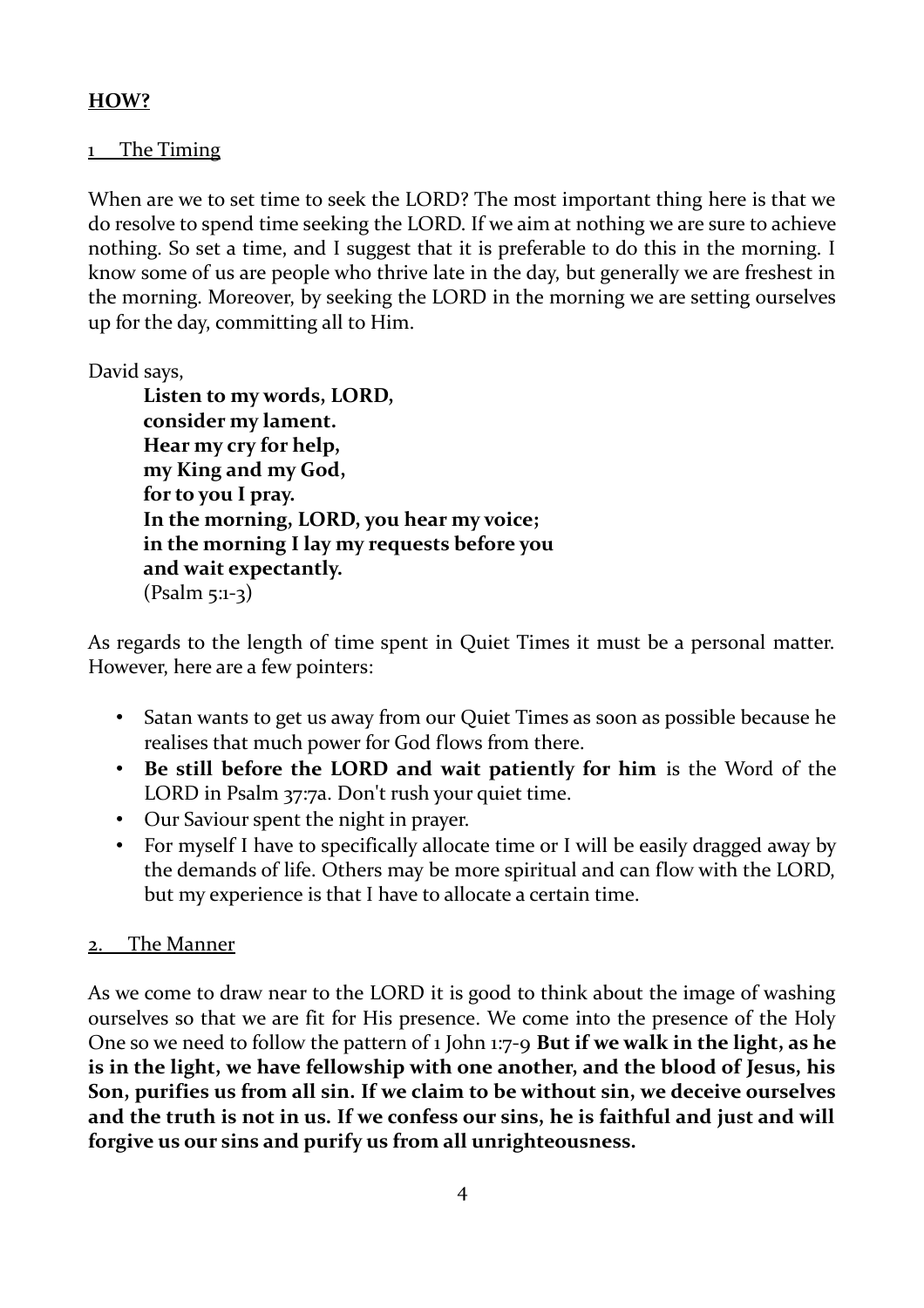## **HOW?**

1 The Timing

When are we to set time to seek the LORD? The most important thing here is that we do resolve to spend time seeking the LORD. If we aim at nothing we are sure to achieve nothing. So set a time, and I suggest that it is preferable to do this in the morning. I know some of us are people who thrive late in the day, but generally we are freshest in the morning. Moreover, by seeking the LORD in the morning we are setting ourselves up for the day, committing all to Him.

David says,

> **Listen to my words, LORD,**
> **consider my lament.**
> **Hear my cry for help,**
> **my King and my God,**
> **for to you I pray.**
> **In the morning, LORD, you hear my voice;**
> **in the morning I lay my requests before you**
> **and wait expectantly.**
> (Psalm 5:1-3)

As regards to the length of time spent in Quiet Times it must be a personal matter. However, here are a few pointers:

- Satan wants to get us away from our Quiet Times as soon as possible because he realises that much power for God flows from there.
- **Be still before the LORD and wait patiently for him** is the Word of the LORD in Psalm 37:7a. Don't rush your quiet time.
- Our Saviour spent the night in prayer.
- For myself I have to specifically allocate time or I will be easily dragged away by the demands of life. Others may be more spiritual and can flow with the LORD, but my experience is that I have to allocate a certain time.

2. The Manner

As we come to draw near to the LORD it is good to think about the image of washing ourselves so that we are fit for His presence. We come into the presence of the Holy One so we need to follow the pattern of 1 John 1:7-9 **But if we walk in the light, as he is in the light, we have fellowship with one another, and the blood of Jesus, his Son, purifies us from all sin. If we claim to be without sin, we deceive ourselves and the truth is not in us. If we confess our sins, he is faithful and just and will forgive us our sins and purify us from all unrighteousness.**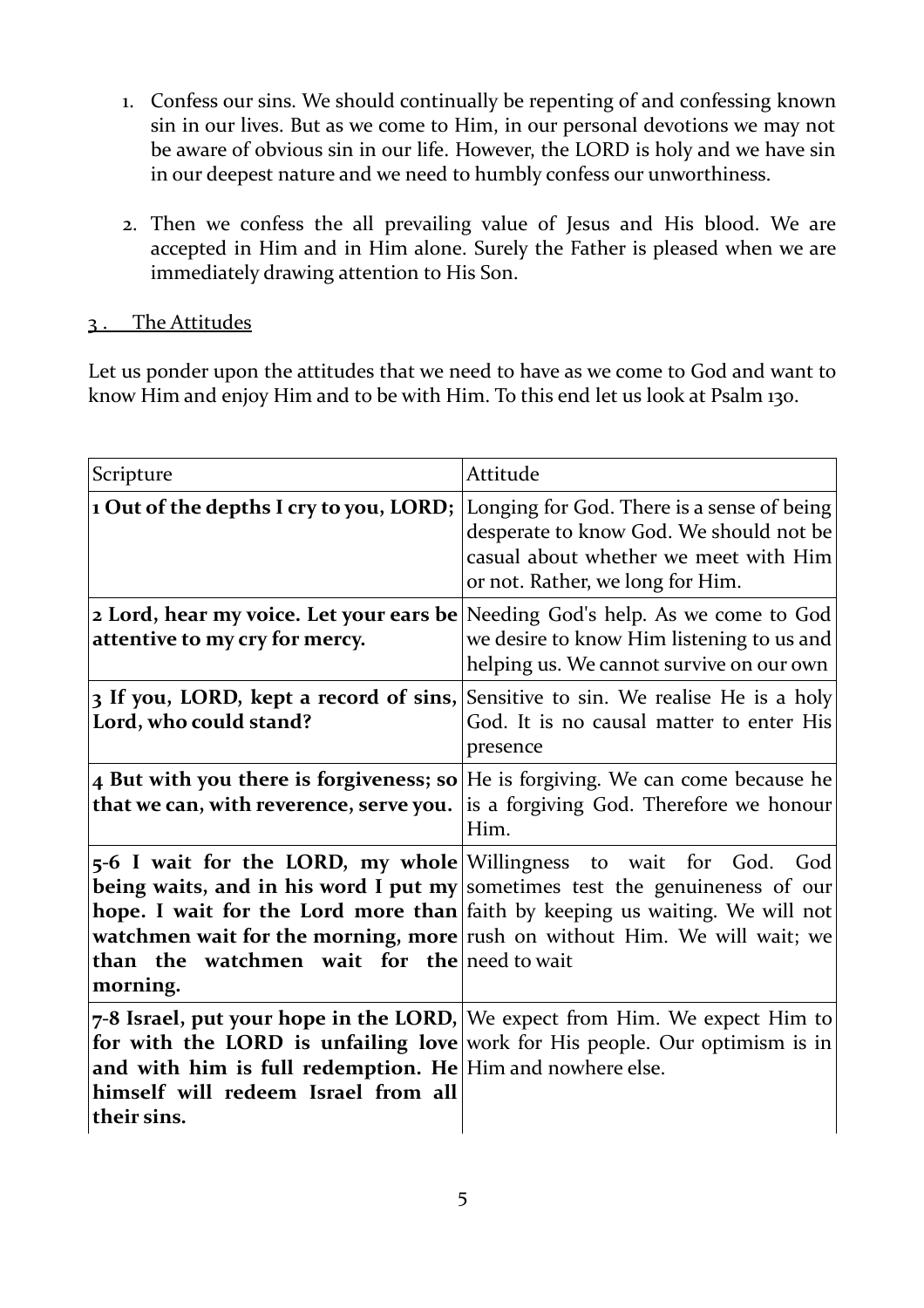1. Confess our sins. We should continually be repenting of and confessing known sin in our lives. But as we come to Him, in our personal devotions we may not be aware of obvious sin in our life. However, the LORD is holy and we have sin in our deepest nature and we need to humbly confess our unworthiness.

2. Then we confess the all prevailing value of Jesus and His blood. We are accepted in Him and in Him alone. Surely the Father is pleased when we are immediately drawing attention to His Son.

## 3 . The Attitudes

Let us ponder upon the attitudes that we need to have as we come to God and want to know Him and enjoy Him and to be with Him. To this end let us look at Psalm 130.

| Scripture | Attitude |
|---|---|
| **1 Out of the depths I cry to you, LORD;** | Longing for God. There is a sense of being desperate to know God. We should not be casual about whether we meet with Him or not. Rather, we long for Him. |
| **2 Lord, hear my voice. Let your ears be attentive to my cry for mercy.** | Needing God's help. As we come to God we desire to know Him listening to us and helping us. We cannot survive on our own |
| **3 If you, LORD, kept a record of sins, Lord, who could stand?** | Sensitive to sin. We realise He is a holy God. It is no causal matter to enter His presence |
| **4 But with you there is forgiveness; so that we can, with reverence, serve you.** | He is forgiving. We can come because he is a forgiving God. Therefore we honour Him. |
| **5-6 I wait for the LORD, my whole being waits, and in his word I put my hope. I wait for the Lord more than watchmen wait for the morning, more than the watchmen wait for the morning.** | Willingness to wait for God. God sometimes test the genuineness of our faith by keeping us waiting. We will not rush on without Him. We will wait; we need to wait |
| **7-8 Israel, put your hope in the LORD, for with the LORD is unfailing love and with him is full redemption. He himself will redeem Israel from all their sins.** | We expect from Him. We expect Him to work for His people. Our optimism is in Him and nowhere else. |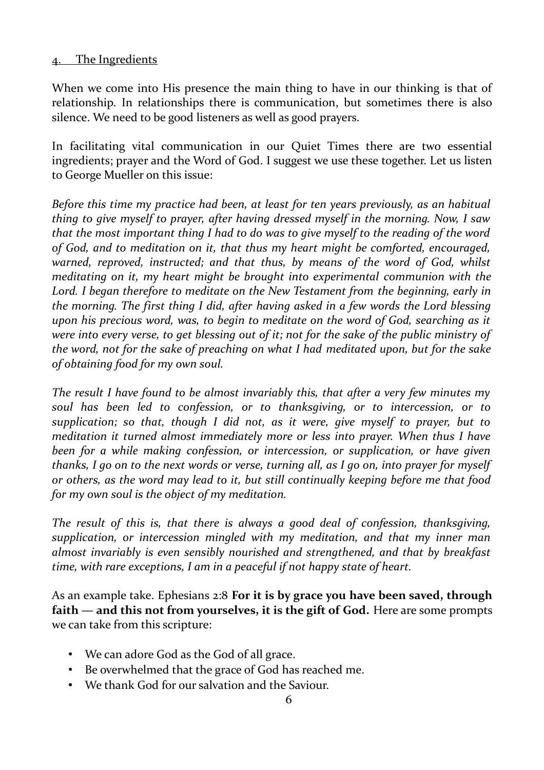## 4. The Ingredients

When we come into His presence the main thing to have in our thinking is that of relationship. In relationships there is communication, but sometimes there is also silence. We need to be good listeners as well as good prayers.

In facilitating vital communication in our Quiet Times there are two essential ingredients; prayer and the Word of God. I suggest we use these together. Let us listen to George Mueller on this issue:

*Before this time my practice had been, at least for ten years previously, as an habitual thing to give myself to prayer, after having dressed myself in the morning. Now, I saw that the most important thing I had to do was to give myself to the reading of the word of God, and to meditation on it, that thus my heart might be comforted, encouraged, warned, reproved, instructed; and that thus, by means of the word of God, whilst meditating on it, my heart might be brought into experimental communion with the Lord. I began therefore to meditate on the New Testament from the beginning, early in the morning. The first thing I did, after having asked in a few words the Lord blessing upon his precious word, was, to begin to meditate on the word of God, searching as it were into every verse, to get blessing out of it; not for the sake of the public ministry of the word, not for the sake of preaching on what I had meditated upon, but for the sake of obtaining food for my own soul.*

*The result I have found to be almost invariably this, that after a very few minutes my soul has been led to confession, or to thanksgiving, or to intercession, or to supplication; so that, though I did not, as it were, give myself to prayer, but to meditation it turned almost immediately more or less into prayer. When thus I have been for a while making confession, or intercession, or supplication, or have given thanks, I go on to the next words or verse, turning all, as I go on, into prayer for myself or others, as the word may lead to it, but still continually keeping before me that food for my own soul is the object of my meditation.*

*The result of this is, that there is always a good deal of confession, thanksgiving, supplication, or intercession mingled with my meditation, and that my inner man almost invariably is even sensibly nourished and strengthened, and that by breakfast time, with rare exceptions, I am in a peaceful if not happy state of heart.*

As an example take. Ephesians 2:8 **For it is by grace you have been saved, through faith — and this not from yourselves, it is the gift of God.** Here are some prompts we can take from this scripture:

- We can adore God as the God of all grace.
- Be overwhelmed that the grace of God has reached me.
- We thank God for our salvation and the Saviour.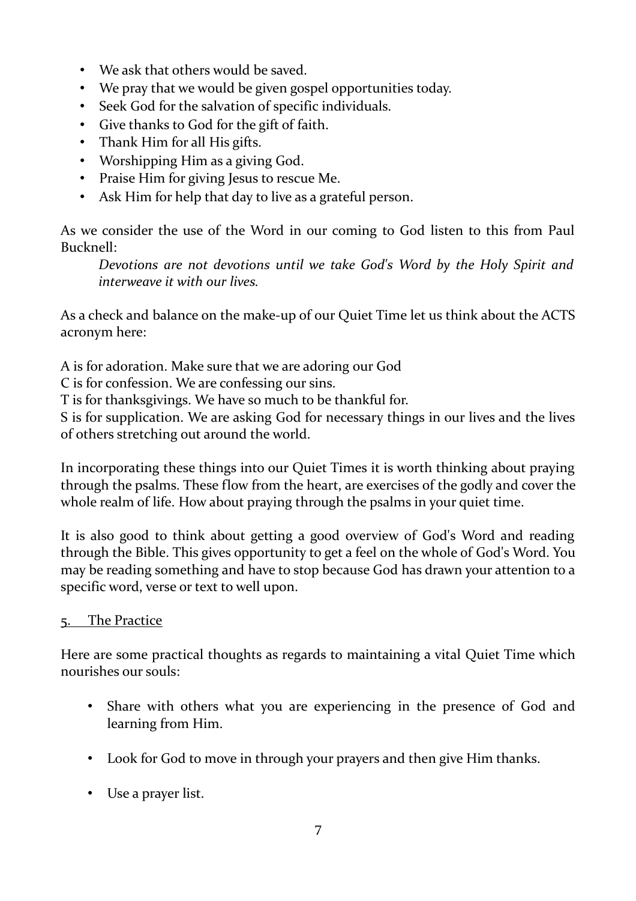- We ask that others would be saved.
- We pray that we would be given gospel opportunities today.
- Seek God for the salvation of specific individuals.
- Give thanks to God for the gift of faith.
- Thank Him for all His gifts.
- Worshipping Him as a giving God.
- Praise Him for giving Jesus to rescue Me.
- Ask Him for help that day to live as a grateful person.

As we consider the use of the Word in our coming to God listen to this from Paul Bucknell:

> *Devotions are not devotions until we take God's Word by the Holy Spirit and interweave it with our lives.*

As a check and balance on the make-up of our Quiet Time let us think about the ACTS acronym here:

A is for adoration. Make sure that we are adoring our God
C is for confession. We are confessing our sins.
T is for thanksgivings. We have so much to be thankful for.
S is for supplication. We are asking God for necessary things in our lives and the lives of others stretching out around the world.

In incorporating these things into our Quiet Times it is worth thinking about praying through the psalms. These flow from the heart, are exercises of the godly and cover the whole realm of life. How about praying through the psalms in your quiet time.

It is also good to think about getting a good overview of God's Word and reading through the Bible. This gives opportunity to get a feel on the whole of God's Word. You may be reading something and have to stop because God has drawn your attention to a specific word, verse or text to well upon.

5. <u>The Practice</u>

Here are some practical thoughts as regards to maintaining a vital Quiet Time which nourishes our souls:

- Share with others what you are experiencing in the presence of God and learning from Him.

- Look for God to move in through your prayers and then give Him thanks.

- Use a prayer list.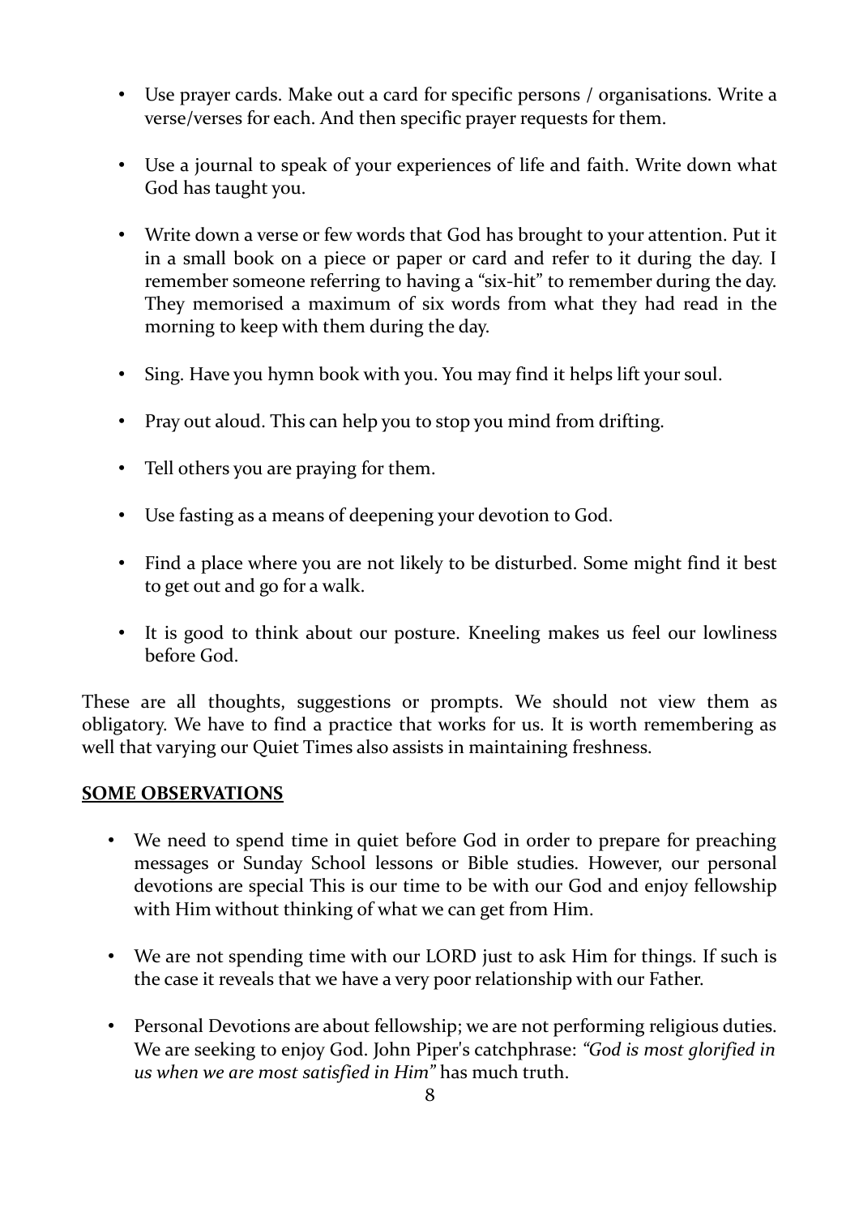- Use prayer cards. Make out a card for specific persons / organisations. Write a verse/verses for each. And then specific prayer requests for them.

- Use a journal to speak of your experiences of life and faith. Write down what God has taught you.

- Write down a verse or few words that God has brought to your attention. Put it in a small book on a piece or paper or card and refer to it during the day. I remember someone referring to having a "six-hit" to remember during the day. They memorised a maximum of six words from what they had read in the morning to keep with them during the day.

- Sing. Have you hymn book with you. You may find it helps lift your soul.

- Pray out aloud. This can help you to stop you mind from drifting.

- Tell others you are praying for them.

- Use fasting as a means of deepening your devotion to God.

- Find a place where you are not likely to be disturbed. Some might find it best to get out and go for a walk.

- It is good to think about our posture. Kneeling makes us feel our lowliness before God.

These are all thoughts, suggestions or prompts. We should not view them as obligatory. We have to find a practice that works for us. It is worth remembering as well that varying our Quiet Times also assists in maintaining freshness.

## SOME OBSERVATIONS

- We need to spend time in quiet before God in order to prepare for preaching messages or Sunday School lessons or Bible studies. However, our personal devotions are special This is our time to be with our God and enjoy fellowship with Him without thinking of what we can get from Him.

- We are not spending time with our LORD just to ask Him for things. If such is the case it reveals that we have a very poor relationship with our Father.

- Personal Devotions are about fellowship; we are not performing religious duties. We are seeking to enjoy God. John Piper's catchphrase: *"God is most glorified in us when we are most satisfied in Him"* has much truth.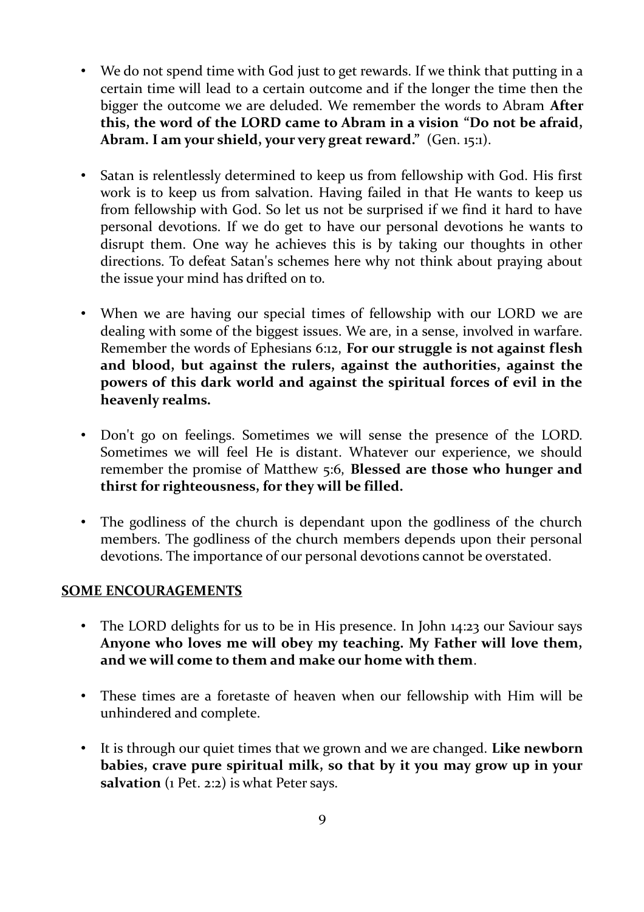- We do not spend time with God just to get rewards. If we think that putting in a certain time will lead to a certain outcome and if the longer the time then the bigger the outcome we are deluded. We remember the words to Abram **After this, the word of the LORD came to Abram in a vision "Do not be afraid, Abram. I am your shield, your very great reward."** (Gen. 15:1).

- Satan is relentlessly determined to keep us from fellowship with God. His first work is to keep us from salvation. Having failed in that He wants to keep us from fellowship with God. So let us not be surprised if we find it hard to have personal devotions. If we do get to have our personal devotions he wants to disrupt them. One way he achieves this is by taking our thoughts in other directions. To defeat Satan's schemes here why not think about praying about the issue your mind has drifted on to.

- When we are having our special times of fellowship with our LORD we are dealing with some of the biggest issues. We are, in a sense, involved in warfare. Remember the words of Ephesians 6:12, **For our struggle is not against flesh and blood, but against the rulers, against the authorities, against the powers of this dark world and against the spiritual forces of evil in the heavenly realms.**

- Don't go on feelings. Sometimes we will sense the presence of the LORD. Sometimes we will feel He is distant. Whatever our experience, we should remember the promise of Matthew 5:6, **Blessed are those who hunger and thirst for righteousness, for they will be filled.**

- The godliness of the church is dependant upon the godliness of the church members. The godliness of the church members depends upon their personal devotions. The importance of our personal devotions cannot be overstated.

## SOME ENCOURAGEMENTS

- The LORD delights for us to be in His presence. In John 14:23 our Saviour says **Anyone who loves me will obey my teaching. My Father will love them, and we will come to them and make our home with them**.

- These times are a foretaste of heaven when our fellowship with Him will be unhindered and complete.

- It is through our quiet times that we grown and we are changed. **Like newborn babies, crave pure spiritual milk, so that by it you may grow up in your salvation** (1 Pet. 2:2) is what Peter says.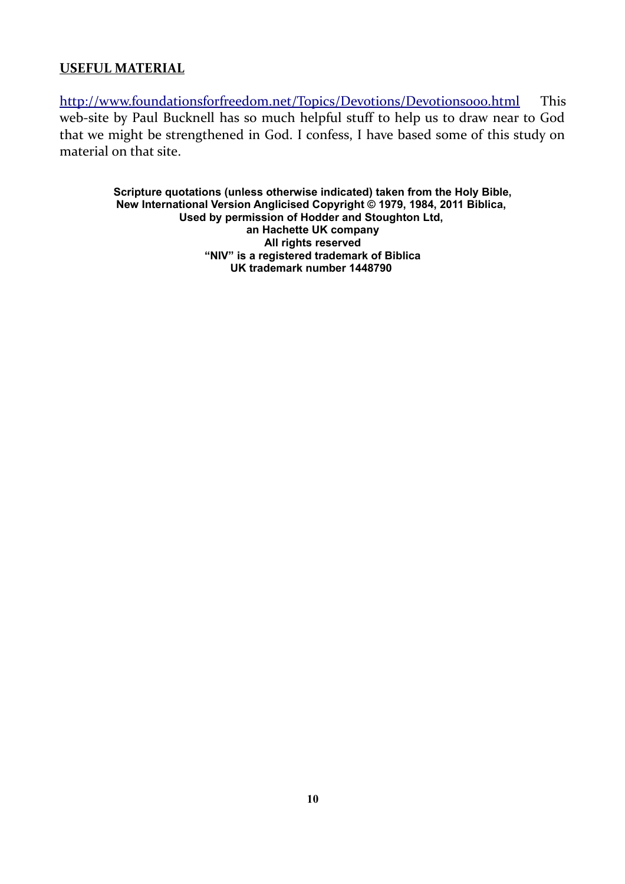## **USEFUL MATERIAL**

[http://www.foundationsforfreedom.net/Topics/Devotions/Devotions000.html](http://www.foundationsforfreedom.net/Topics/Devotions/Devotions000.html) This web-site by Paul Bucknell has so much helpful stuff to help us to draw near to God that we might be strengthened in God. I confess, I have based some of this study on material on that site.

**Scripture quotations (unless otherwise indicated) taken from the Holy Bible, New International Version Anglicised Copyright © 1979, 1984, 2011 Biblica, Used by permission of Hodder and Stoughton Ltd, an Hachette UK company All rights reserved "NIV" is a registered trademark of Biblica UK trademark number 1448790**